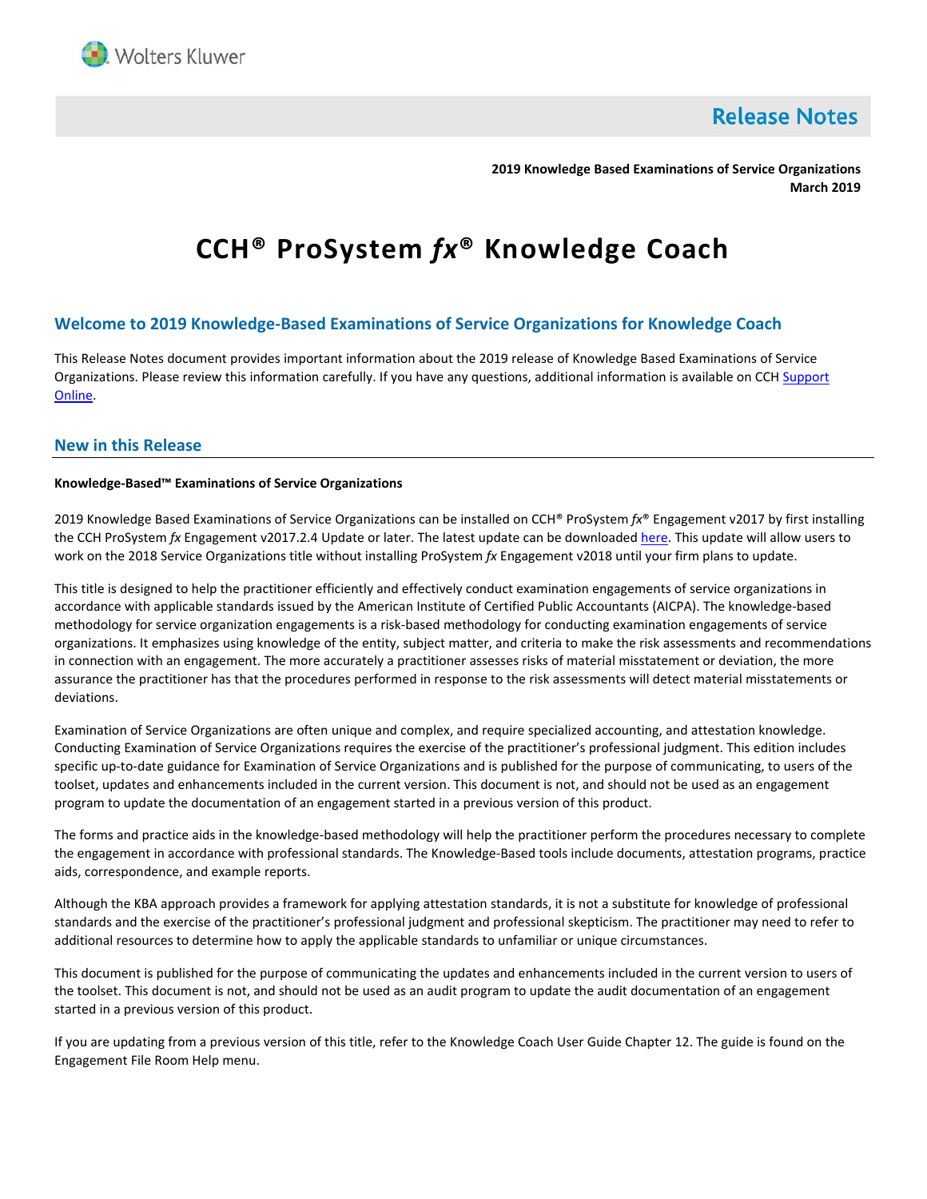Wolters Kluwer

# Release Notes

**2019 Knowledge Based Examinations of Service Organizations**
**March 2019**

# CCH® ProSystem *fx*® Knowledge Coach

## Welcome to 2019 Knowledge-Based Examinations of Service Organizations for Knowledge Coach

This Release Notes document provides important information about the 2019 release of Knowledge Based Examinations of Service Organizations. Please review this information carefully. If you have any questions, additional information is available on CCH Support Online.

## New in this Release

**Knowledge-Based™ Examinations of Service Organizations**

2019 Knowledge Based Examinations of Service Organizations can be installed on CCH® ProSystem *fx*® Engagement v2017 by first installing the CCH ProSystem *fx* Engagement v2017.2.4 Update or later. The latest update can be downloaded here. This update will allow users to work on the 2018 Service Organizations title without installing ProSystem *fx* Engagement v2018 until your firm plans to update.

This title is designed to help the practitioner efficiently and effectively conduct examination engagements of service organizations in accordance with applicable standards issued by the American Institute of Certified Public Accountants (AICPA). The knowledge-based methodology for service organization engagements is a risk-based methodology for conducting examination engagements of service organizations. It emphasizes using knowledge of the entity, subject matter, and criteria to make the risk assessments and recommendations in connection with an engagement. The more accurately a practitioner assesses risks of material misstatement or deviation, the more assurance the practitioner has that the procedures performed in response to the risk assessments will detect material misstatements or deviations.

Examination of Service Organizations are often unique and complex, and require specialized accounting, and attestation knowledge. Conducting Examination of Service Organizations requires the exercise of the practitioner's professional judgment. This edition includes specific up-to-date guidance for Examination of Service Organizations and is published for the purpose of communicating, to users of the toolset, updates and enhancements included in the current version. This document is not, and should not be used as an engagement program to update the documentation of an engagement started in a previous version of this product.

The forms and practice aids in the knowledge-based methodology will help the practitioner perform the procedures necessary to complete the engagement in accordance with professional standards. The Knowledge-Based tools include documents, attestation programs, practice aids, correspondence, and example reports.

Although the KBA approach provides a framework for applying attestation standards, it is not a substitute for knowledge of professional standards and the exercise of the practitioner's professional judgment and professional skepticism. The practitioner may need to refer to additional resources to determine how to apply the applicable standards to unfamiliar or unique circumstances.

This document is published for the purpose of communicating the updates and enhancements included in the current version to users of the toolset. This document is not, and should not be used as an audit program to update the audit documentation of an engagement started in a previous version of this product.

If you are updating from a previous version of this title, refer to the Knowledge Coach User Guide Chapter 12. The guide is found on the Engagement File Room Help menu.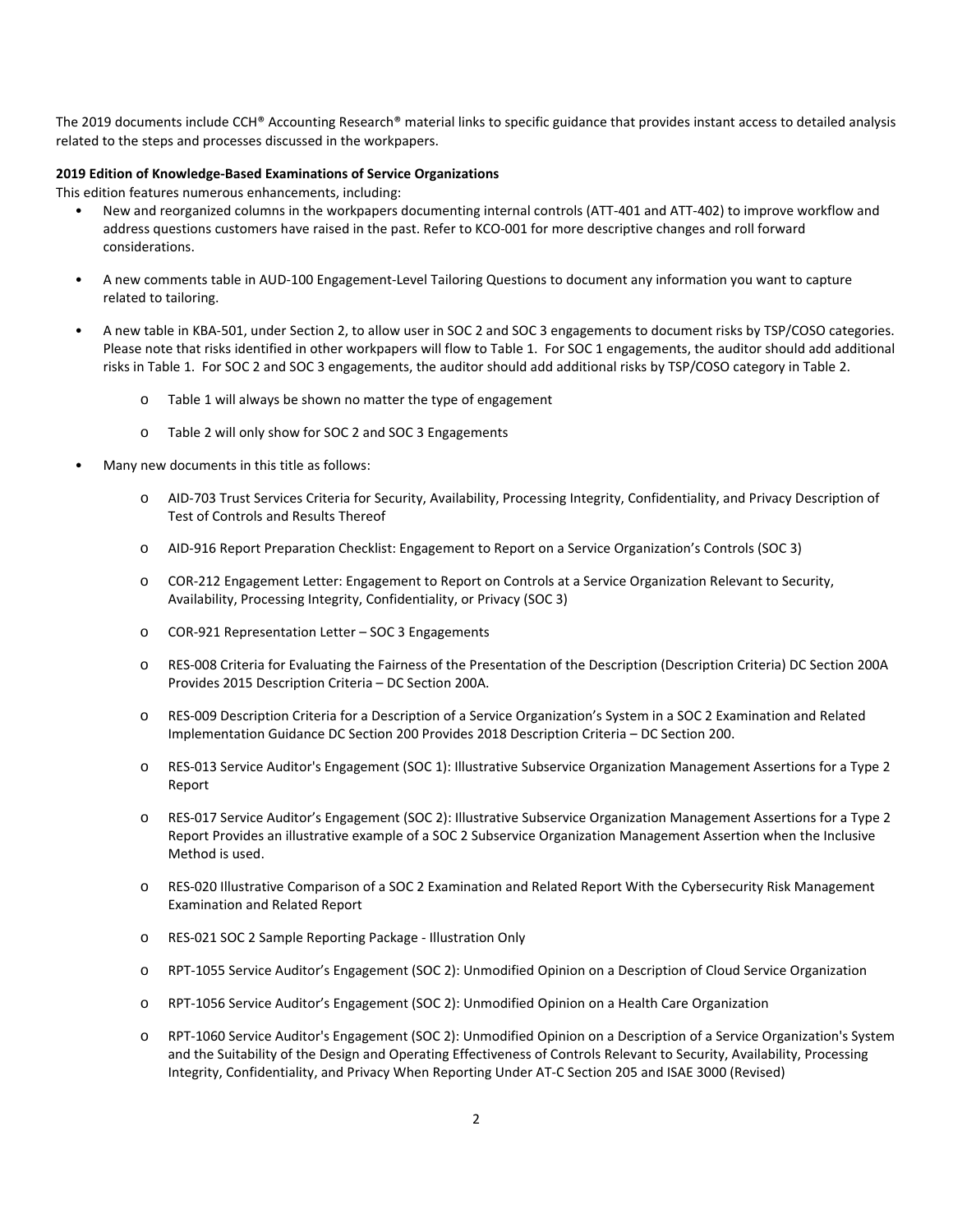The 2019 documents include CCH® Accounting Research® material links to specific guidance that provides instant access to detailed analysis related to the steps and processes discussed in the workpapers.

**2019 Edition of Knowledge-Based Examinations of Service Organizations**

This edition features numerous enhancements, including:

- New and reorganized columns in the workpapers documenting internal controls (ATT-401 and ATT-402) to improve workflow and address questions customers have raised in the past. Refer to KCO-001 for more descriptive changes and roll forward considerations.
- A new comments table in AUD-100 Engagement-Level Tailoring Questions to document any information you want to capture related to tailoring.
- A new table in KBA-501, under Section 2, to allow user in SOC 2 and SOC 3 engagements to document risks by TSP/COSO categories. Please note that risks identified in other workpapers will flow to Table 1. For SOC 1 engagements, the auditor should add additional risks in Table 1. For SOC 2 and SOC 3 engagements, the auditor should add additional risks by TSP/COSO category in Table 2.
    - Table 1 will always be shown no matter the type of engagement
    - Table 2 will only show for SOC 2 and SOC 3 Engagements
- Many new documents in this title as follows:
    - AID-703 Trust Services Criteria for Security, Availability, Processing Integrity, Confidentiality, and Privacy Description of Test of Controls and Results Thereof
    - AID-916 Report Preparation Checklist: Engagement to Report on a Service Organization's Controls (SOC 3)
    - COR-212 Engagement Letter: Engagement to Report on Controls at a Service Organization Relevant to Security, Availability, Processing Integrity, Confidentiality, or Privacy (SOC 3)
    - COR-921 Representation Letter – SOC 3 Engagements
    - RES-008 Criteria for Evaluating the Fairness of the Presentation of the Description (Description Criteria) DC Section 200A Provides 2015 Description Criteria – DC Section 200A.
    - RES-009 Description Criteria for a Description of a Service Organization's System in a SOC 2 Examination and Related Implementation Guidance DC Section 200 Provides 2018 Description Criteria – DC Section 200.
    - RES-013 Service Auditor's Engagement (SOC 1): Illustrative Subservice Organization Management Assertions for a Type 2 Report
    - RES-017 Service Auditor's Engagement (SOC 2): Illustrative Subservice Organization Management Assertions for a Type 2 Report Provides an illustrative example of a SOC 2 Subservice Organization Management Assertion when the Inclusive Method is used.
    - RES-020 Illustrative Comparison of a SOC 2 Examination and Related Report With the Cybersecurity Risk Management Examination and Related Report
    - RES-021 SOC 2 Sample Reporting Package - Illustration Only
    - RPT-1055 Service Auditor's Engagement (SOC 2): Unmodified Opinion on a Description of Cloud Service Organization
    - RPT-1056 Service Auditor's Engagement (SOC 2): Unmodified Opinion on a Health Care Organization
    - RPT-1060 Service Auditor's Engagement (SOC 2): Unmodified Opinion on a Description of a Service Organization's System and the Suitability of the Design and Operating Effectiveness of Controls Relevant to Security, Availability, Processing Integrity, Confidentiality, and Privacy When Reporting Under AT-C Section 205 and ISAE 3000 (Revised)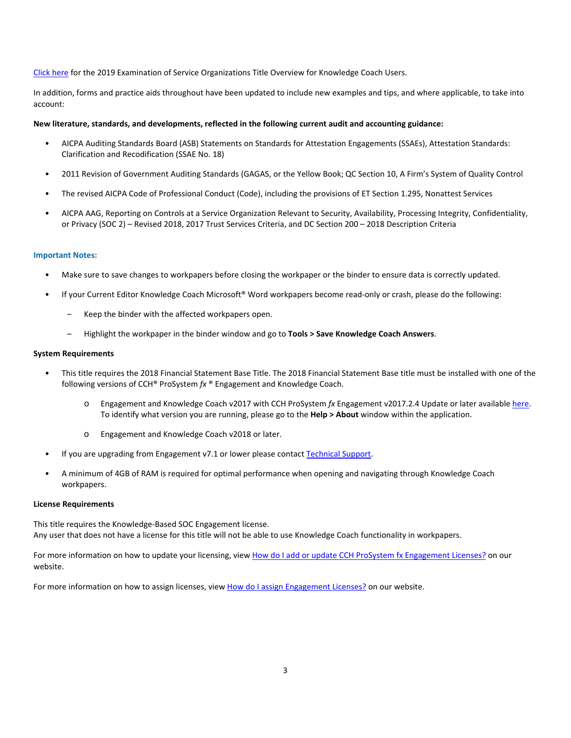[Click here](#) for the 2019 Examination of Service Organizations Title Overview for Knowledge Coach Users.

In addition, forms and practice aids throughout have been updated to include new examples and tips, and where applicable, to take into account:

**New literature, standards, and developments, reflected in the following current audit and accounting guidance:**

- AICPA Auditing Standards Board (ASB) Statements on Standards for Attestation Engagements (SSAEs), Attestation Standards: Clarification and Recodification (SSAE No. 18)
- 2011 Revision of Government Auditing Standards (GAGAS, or the Yellow Book; QC Section 10, A Firm's System of Quality Control
- The revised AICPA Code of Professional Conduct (Code), including the provisions of ET Section 1.295, Nonattest Services
- AICPA AAG, Reporting on Controls at a Service Organization Relevant to Security, Availability, Processing Integrity, Confidentiality, or Privacy (SOC 2) – Revised 2018, 2017 Trust Services Criteria, and DC Section 200 – 2018 Description Criteria

**Important Notes:**

- Make sure to save changes to workpapers before closing the workpaper or the binder to ensure data is correctly updated.
- If your Current Editor Knowledge Coach Microsoft® Word workpapers become read-only or crash, please do the following:
  - Keep the binder with the affected workpapers open.
  - Highlight the workpaper in the binder window and go to **Tools > Save Knowledge Coach Answers**.

**System Requirements**

- This title requires the 2018 Financial Statement Base Title. The 2018 Financial Statement Base title must be installed with one of the following versions of CCH® ProSystem *fx* ® Engagement and Knowledge Coach.
  - Engagement and Knowledge Coach v2017 with CCH ProSystem *fx* Engagement v2017.2.4 Update or later available [here](#). To identify what version you are running, please go to the **Help > About** window within the application.
  - Engagement and Knowledge Coach v2018 or later.
- If you are upgrading from Engagement v7.1 or lower please contact [Technical Support](#).
- A minimum of 4GB of RAM is required for optimal performance when opening and navigating through Knowledge Coach workpapers.

**License Requirements**

This title requires the Knowledge-Based SOC Engagement license.
Any user that does not have a license for this title will not be able to use Knowledge Coach functionality in workpapers.

For more information on how to update your licensing, view [How do I add or update CCH ProSystem fx Engagement Licenses?](#) on our website.

For more information on how to assign licenses, view [How do I assign Engagement Licenses?](#) on our website.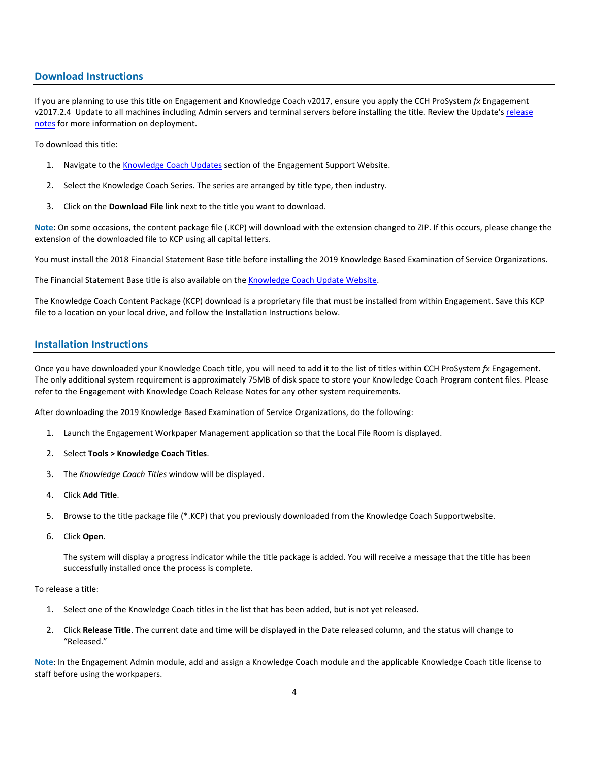## Download Instructions

If you are planning to use this title on Engagement and Knowledge Coach v2017, ensure you apply the CCH ProSystem *fx* Engagement v2017.2.4 Update to all machines including Admin servers and terminal servers before installing the title. Review the Update's release notes for more information on deployment.

To download this title:

1. Navigate to the Knowledge Coach Updates section of the Engagement Support Website.
2. Select the Knowledge Coach Series. The series are arranged by title type, then industry.
3. Click on the **Download File** link next to the title you want to download.

**Note**: On some occasions, the content package file (.KCP) will download with the extension changed to ZIP. If this occurs, please change the extension of the downloaded file to KCP using all capital letters.

You must install the 2018 Financial Statement Base title before installing the 2019 Knowledge Based Examination of Service Organizations.

The Financial Statement Base title is also available on the Knowledge Coach Update Website.

The Knowledge Coach Content Package (KCP) download is a proprietary file that must be installed from within Engagement. Save this KCP file to a location on your local drive, and follow the Installation Instructions below.

## Installation Instructions

Once you have downloaded your Knowledge Coach title, you will need to add it to the list of titles within CCH ProSystem *fx* Engagement. The only additional system requirement is approximately 75MB of disk space to store your Knowledge Coach Program content files. Please refer to the Engagement with Knowledge Coach Release Notes for any other system requirements.

After downloading the 2019 Knowledge Based Examination of Service Organizations, do the following:

1. Launch the Engagement Workpaper Management application so that the Local File Room is displayed.
2. Select **Tools > Knowledge Coach Titles**.
3. The *Knowledge Coach Titles* window will be displayed.
4. Click **Add Title**.
5. Browse to the title package file (*.KCP) that you previously downloaded from the Knowledge Coach Supportwebsite.
6. Click **Open**.

   The system will display a progress indicator while the title package is added. You will receive a message that the title has been successfully installed once the process is complete.

To release a title:

1. Select one of the Knowledge Coach titles in the list that has been added, but is not yet released.
2. Click **Release Title**. The current date and time will be displayed in the Date released column, and the status will change to "Released."

**Note**: In the Engagement Admin module, add and assign a Knowledge Coach module and the applicable Knowledge Coach title license to staff before using the workpapers.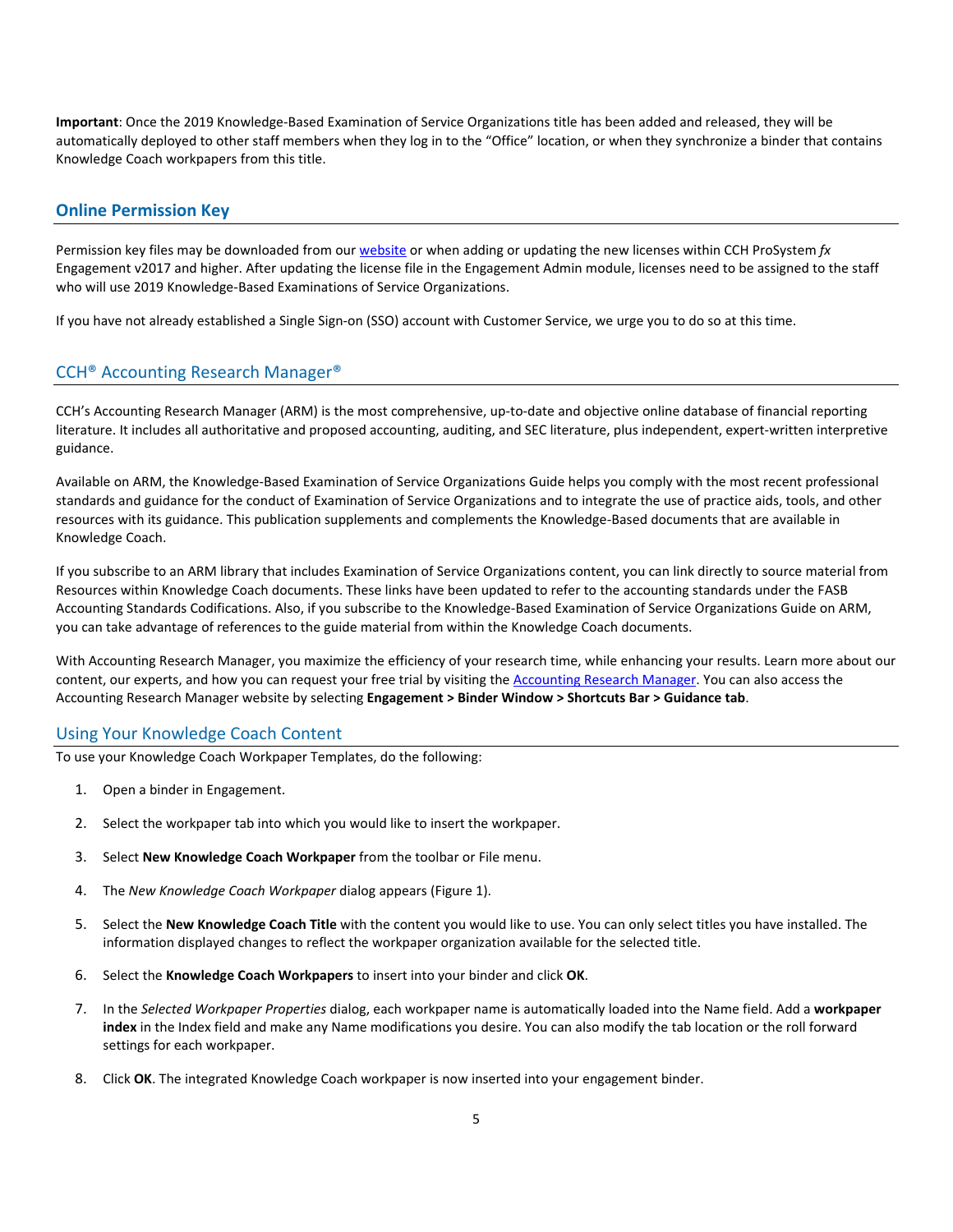**Important**: Once the 2019 Knowledge-Based Examination of Service Organizations title has been added and released, they will be automatically deployed to other staff members when they log in to the "Office" location, or when they synchronize a binder that contains Knowledge Coach workpapers from this title.

## Online Permission Key

Permission key files may be downloaded from our website or when adding or updating the new licenses within CCH ProSystem *fx* Engagement v2017 and higher. After updating the license file in the Engagement Admin module, licenses need to be assigned to the staff who will use 2019 Knowledge-Based Examinations of Service Organizations.

If you have not already established a Single Sign-on (SSO) account with Customer Service, we urge you to do so at this time.

## CCH® Accounting Research Manager®

CCH's Accounting Research Manager (ARM) is the most comprehensive, up-to-date and objective online database of financial reporting literature. It includes all authoritative and proposed accounting, auditing, and SEC literature, plus independent, expert-written interpretive guidance.

Available on ARM, the Knowledge-Based Examination of Service Organizations Guide helps you comply with the most recent professional standards and guidance for the conduct of Examination of Service Organizations and to integrate the use of practice aids, tools, and other resources with its guidance. This publication supplements and complements the Knowledge-Based documents that are available in Knowledge Coach.

If you subscribe to an ARM library that includes Examination of Service Organizations content, you can link directly to source material from Resources within Knowledge Coach documents. These links have been updated to refer to the accounting standards under the FASB Accounting Standards Codifications. Also, if you subscribe to the Knowledge-Based Examination of Service Organizations Guide on ARM, you can take advantage of references to the guide material from within the Knowledge Coach documents.

With Accounting Research Manager, you maximize the efficiency of your research time, while enhancing your results. Learn more about our content, our experts, and how you can request your free trial by visiting the Accounting Research Manager. You can also access the Accounting Research Manager website by selecting **Engagement > Binder Window > Shortcuts Bar > Guidance tab**.

## Using Your Knowledge Coach Content

To use your Knowledge Coach Workpaper Templates, do the following:

1. Open a binder in Engagement.
2. Select the workpaper tab into which you would like to insert the workpaper.
3. Select **New Knowledge Coach Workpaper** from the toolbar or File menu.
4. The *New Knowledge Coach Workpaper* dialog appears (Figure 1).
5. Select the **New Knowledge Coach Title** with the content you would like to use. You can only select titles you have installed. The information displayed changes to reflect the workpaper organization available for the selected title.
6. Select the **Knowledge Coach Workpapers** to insert into your binder and click **OK**.
7. In the *Selected Workpaper Properties* dialog, each workpaper name is automatically loaded into the Name field. Add a **workpaper index** in the Index field and make any Name modifications you desire. You can also modify the tab location or the roll forward settings for each workpaper.
8. Click **OK**. The integrated Knowledge Coach workpaper is now inserted into your engagement binder.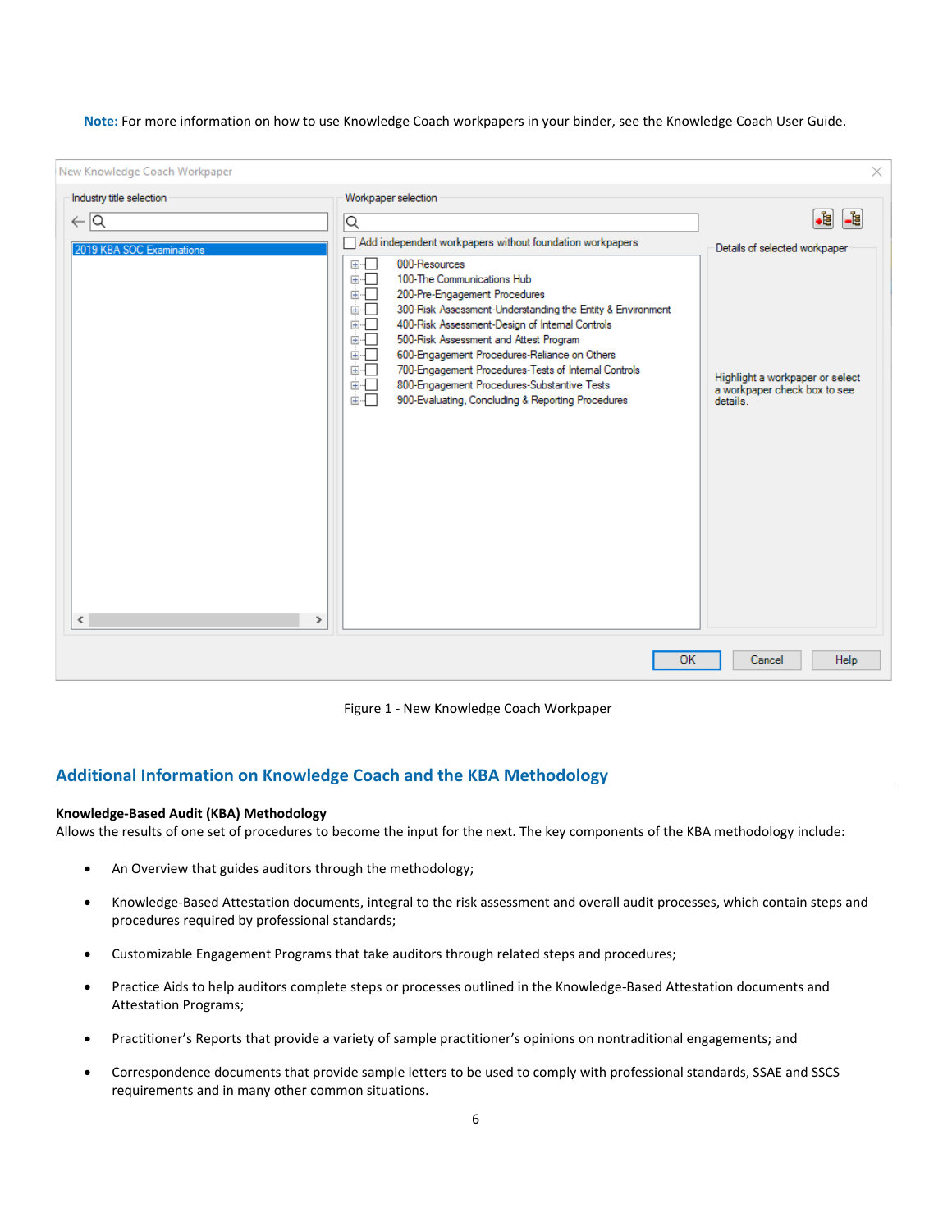**Note:** For more information on how to use Knowledge Coach workpapers in your binder, see the Knowledge Coach User Guide.

Figure 1 - New Knowledge Coach Workpaper

## Additional Information on Knowledge Coach and the KBA Methodology

**Knowledge-Based Audit (KBA) Methodology**

Allows the results of one set of procedures to become the input for the next. The key components of the KBA methodology include:

- An Overview that guides auditors through the methodology;
- Knowledge-Based Attestation documents, integral to the risk assessment and overall audit processes, which contain steps and procedures required by professional standards;
- Customizable Engagement Programs that take auditors through related steps and procedures;
- Practice Aids to help auditors complete steps or processes outlined in the Knowledge-Based Attestation documents and Attestation Programs;
- Practitioner's Reports that provide a variety of sample practitioner's opinions on nontraditional engagements; and
- Correspondence documents that provide sample letters to be used to comply with professional standards, SSAE and SSCS requirements and in many other common situations.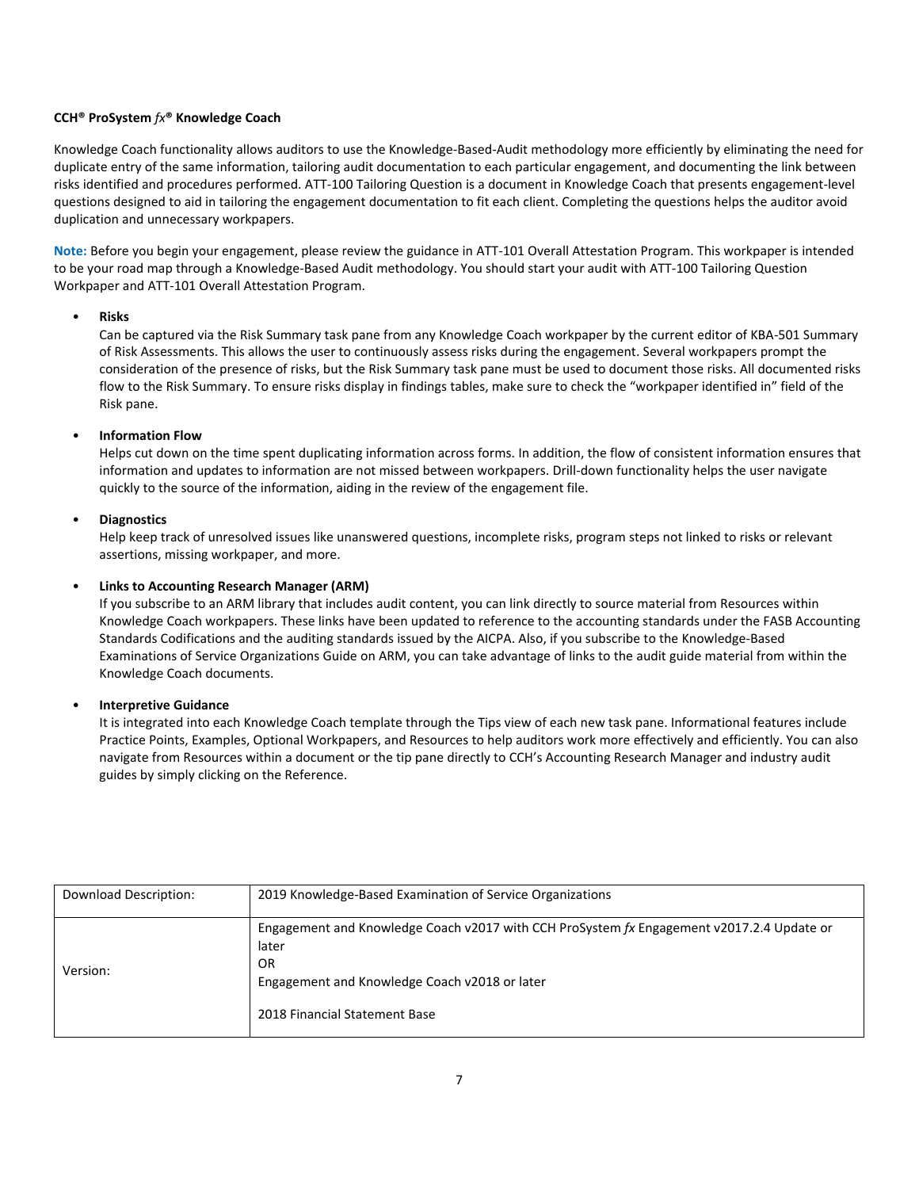**CCH® ProSystem *fx*® Knowledge Coach**

Knowledge Coach functionality allows auditors to use the Knowledge-Based-Audit methodology more efficiently by eliminating the need for duplicate entry of the same information, tailoring audit documentation to each particular engagement, and documenting the link between risks identified and procedures performed. ATT-100 Tailoring Question is a document in Knowledge Coach that presents engagement-level questions designed to aid in tailoring the engagement documentation to fit each client. Completing the questions helps the auditor avoid duplication and unnecessary workpapers.

**Note:** Before you begin your engagement, please review the guidance in ATT-101 Overall Attestation Program. This workpaper is intended to be your road map through a Knowledge-Based Audit methodology. You should start your audit with ATT-100 Tailoring Question Workpaper and ATT-101 Overall Attestation Program.

- **Risks**
  Can be captured via the Risk Summary task pane from any Knowledge Coach workpaper by the current editor of KBA-501 Summary of Risk Assessments. This allows the user to continuously assess risks during the engagement. Several workpapers prompt the consideration of the presence of risks, but the Risk Summary task pane must be used to document those risks. All documented risks flow to the Risk Summary. To ensure risks display in findings tables, make sure to check the "workpaper identified in" field of the Risk pane.

- **Information Flow**
  Helps cut down on the time spent duplicating information across forms. In addition, the flow of consistent information ensures that information and updates to information are not missed between workpapers. Drill-down functionality helps the user navigate quickly to the source of the information, aiding in the review of the engagement file.

- **Diagnostics**
  Help keep track of unresolved issues like unanswered questions, incomplete risks, program steps not linked to risks or relevant assertions, missing workpaper, and more.

- **Links to Accounting Research Manager (ARM)**
  If you subscribe to an ARM library that includes audit content, you can link directly to source material from Resources within Knowledge Coach workpapers. These links have been updated to reference to the accounting standards under the FASB Accounting Standards Codifications and the auditing standards issued by the AICPA. Also, if you subscribe to the Knowledge-Based Examinations of Service Organizations Guide on ARM, you can take advantage of links to the audit guide material from within the Knowledge Coach documents.

- **Interpretive Guidance**
  It is integrated into each Knowledge Coach template through the Tips view of each new task pane. Informational features include Practice Points, Examples, Optional Workpapers, and Resources to help auditors work more effectively and efficiently. You can also navigate from Resources within a document or the tip pane directly to CCH's Accounting Research Manager and industry audit guides by simply clicking on the Reference.

| Download Description: | 2019 Knowledge-Based Examination of Service Organizations |
|---|---|
| Version: | Engagement and Knowledge Coach v2017 with CCH ProSystem *fx* Engagement v2017.2.4 Update or later<br>OR<br>Engagement and Knowledge Coach v2018 or later<br><br>2018 Financial Statement Base |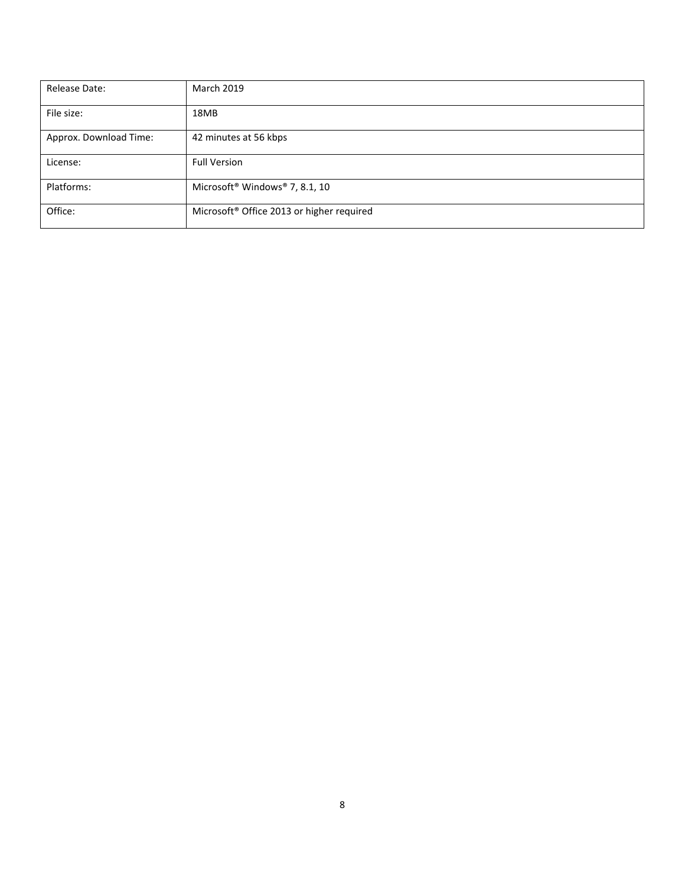| | |
|---|---|
| Release Date: | March 2019 |
| File size: | 18MB |
| Approx. Download Time: | 42 minutes at 56 kbps |
| License: | Full Version |
| Platforms: | Microsoft® Windows® 7, 8.1, 10 |
| Office: | Microsoft® Office 2013 or higher required |